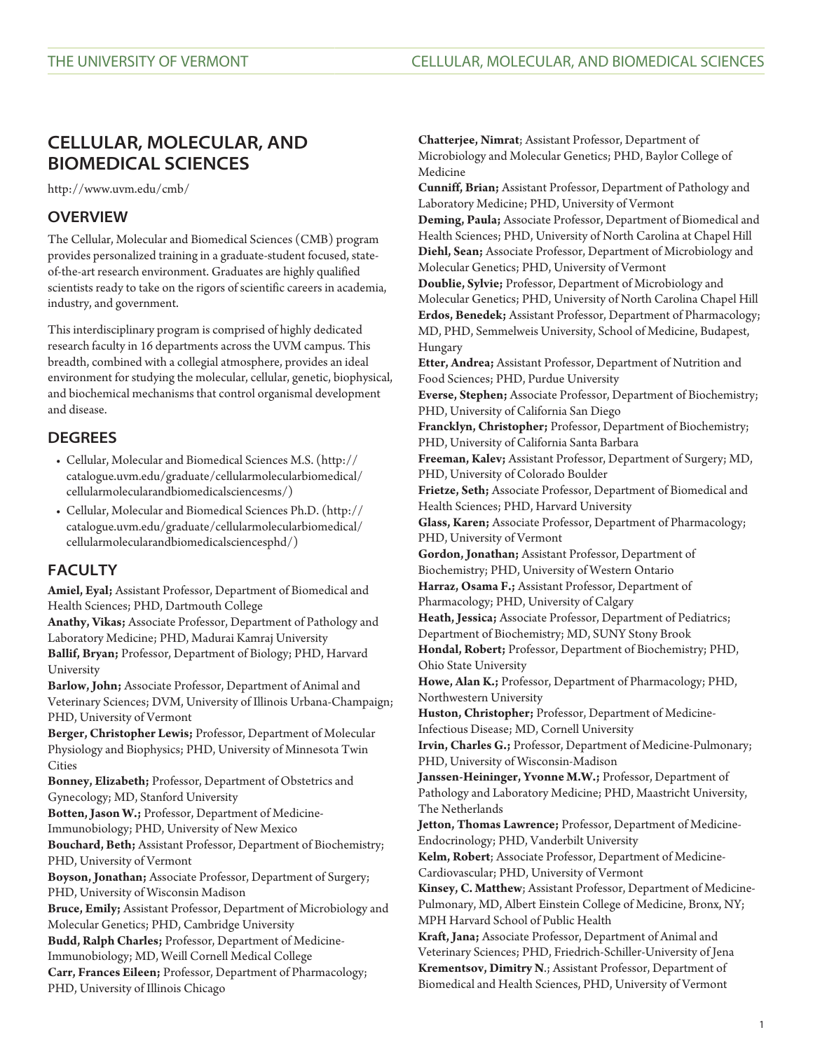# CELLULAR, MOLECULAR, AND BIOMEDICAL SCIENCES

http://www.uvm.edu/cmb/

## OVERVIEW

The Cellular, Molecular and Biomedical Sciences (CMB) program provides personalized training in a graduate-student focused, state-of-the-art research environment. Graduates are highly qualified scientists ready to take on the rigors of scientific careers in academia, industry, and government.

This interdisciplinary program is comprised of highly dedicated research faculty in 16 departments across the UVM campus. This breadth, combined with a collegial atmosphere, provides an ideal environment for studying the molecular, cellular, genetic, biophysical, and biochemical mechanisms that control organismal development and disease.

## DEGREES

- Cellular, Molecular and Biomedical Sciences M.S. (http://catalogue.uvm.edu/graduate/cellularmolecularbiomedical/cellularmolecularandbiomedicalsciencesms/)
- Cellular, Molecular and Biomedical Sciences Ph.D. (http://catalogue.uvm.edu/graduate/cellularmolecularbiomedical/cellularmolecularandbiomedicalsciencesphd/)

## FACULTY

**Amiel, Eyal;** Assistant Professor, Department of Biomedical and Health Sciences; PHD, Dartmouth College
**Anathy, Vikas;** Associate Professor, Department of Pathology and Laboratory Medicine; PHD, Madurai Kamraj University
**Ballif, Bryan;** Professor, Department of Biology; PHD, Harvard University
**Barlow, John;** Associate Professor, Department of Animal and Veterinary Sciences; DVM, University of Illinois Urbana-Champaign; PHD, University of Vermont
**Berger, Christopher Lewis;** Professor, Department of Molecular Physiology and Biophysics; PHD, University of Minnesota Twin Cities
**Bonney, Elizabeth;** Professor, Department of Obstetrics and Gynecology; MD, Stanford University
**Botten, Jason W.;** Professor, Department of Medicine-Immunobiology; PHD, University of New Mexico
**Bouchard, Beth;** Assistant Professor, Department of Biochemistry; PHD, University of Vermont
**Boyson, Jonathan;** Associate Professor, Department of Surgery; PHD, University of Wisconsin Madison
**Bruce, Emily;** Assistant Professor, Department of Microbiology and Molecular Genetics; PHD, Cambridge University
**Budd, Ralph Charles;** Professor, Department of Medicine-Immunobiology; MD, Weill Cornell Medical College
**Carr, Frances Eileen;** Professor, Department of Pharmacology; PHD, University of Illinois Chicago
**Chatterjee, Nimrat**; Assistant Professor, Department of Microbiology and Molecular Genetics; PHD, Baylor College of Medicine
**Cunniff, Brian;** Assistant Professor, Department of Pathology and Laboratory Medicine; PHD, University of Vermont
**Deming, Paula;** Associate Professor, Department of Biomedical and Health Sciences; PHD, University of North Carolina at Chapel Hill
**Diehl, Sean;** Associate Professor, Department of Microbiology and Molecular Genetics; PHD, University of Vermont
**Doublie, Sylvie;** Professor, Department of Microbiology and Molecular Genetics; PHD, University of North Carolina Chapel Hill
**Erdos, Benedek;** Assistant Professor, Department of Pharmacology; MD, PHD, Semmelweis University, School of Medicine, Budapest, Hungary
**Etter, Andrea;** Assistant Professor, Department of Nutrition and Food Sciences; PHD, Purdue University
**Everse, Stephen;** Associate Professor, Department of Biochemistry; PHD, University of California San Diego
**Francklyn, Christopher;** Professor, Department of Biochemistry; PHD, University of California Santa Barbara
**Freeman, Kalev;** Assistant Professor, Department of Surgery; MD, PHD, University of Colorado Boulder
**Frietze, Seth;** Associate Professor, Department of Biomedical and Health Sciences; PHD, Harvard University
**Glass, Karen;** Associate Professor, Department of Pharmacology; PHD, University of Vermont
**Gordon, Jonathan;** Assistant Professor, Department of Biochemistry; PHD, University of Western Ontario
**Harraz, Osama F.;** Assistant Professor, Department of Pharmacology; PHD, University of Calgary
**Heath, Jessica;** Associate Professor, Department of Pediatrics; Department of Biochemistry; MD, SUNY Stony Brook
**Hondal, Robert;** Professor, Department of Biochemistry; PHD, Ohio State University
**Howe, Alan K.;** Professor, Department of Pharmacology; PHD, Northwestern University
**Huston, Christopher;** Professor, Department of Medicine-Infectious Disease; MD, Cornell University
**Irvin, Charles G.;** Professor, Department of Medicine-Pulmonary; PHD, University of Wisconsin-Madison
**Janssen-Heininger, Yvonne M.W.;** Professor, Department of Pathology and Laboratory Medicine; PHD, Maastricht University, The Netherlands
**Jetton, Thomas Lawrence;** Professor, Department of Medicine-Endocrinology; PHD, Vanderbilt University
**Kelm, Robert**; Associate Professor, Department of Medicine-Cardiovascular; PHD, University of Vermont
**Kinsey, C. Matthew**; Assistant Professor, Department of Medicine-Pulmonary, MD, Albert Einstein College of Medicine, Bronx, NY; MPH Harvard School of Public Health
**Kraft, Jana;** Associate Professor, Department of Animal and Veterinary Sciences; PHD, Friedrich-Schiller-University of Jena
**Krementsov, Dimitry N**.; Assistant Professor, Department of Biomedical and Health Sciences, PHD, University of Vermont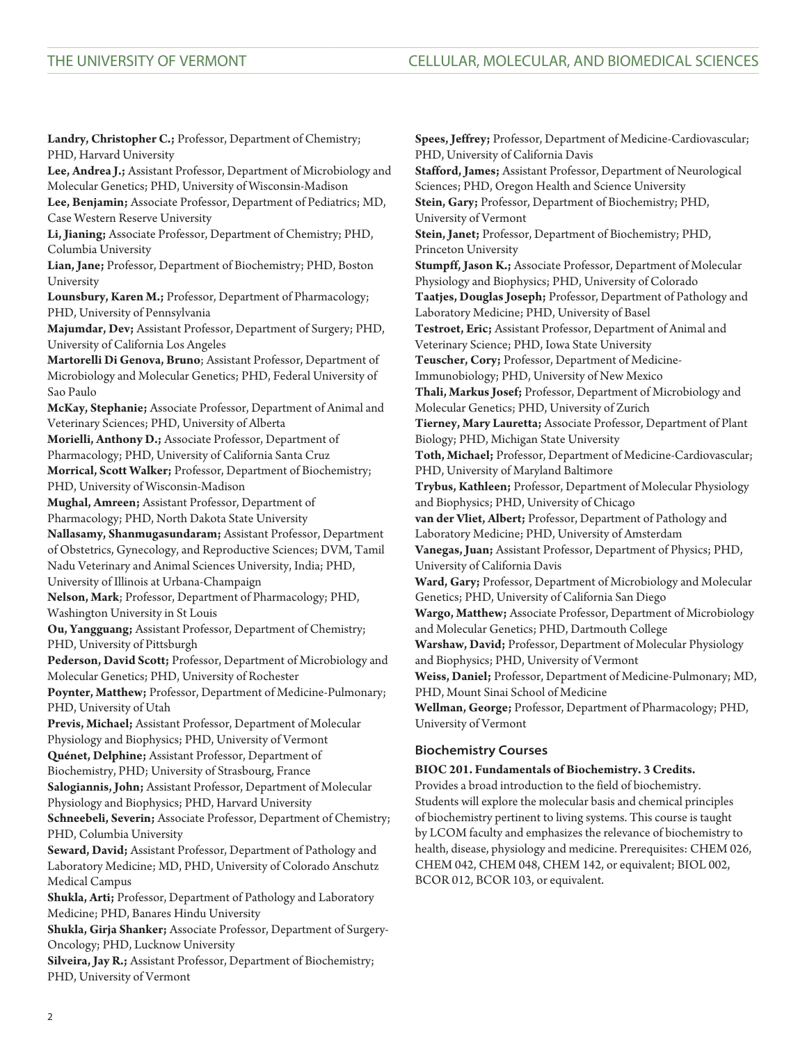**Landry, Christopher C.;** Professor, Department of Chemistry; PHD, Harvard University

**Lee, Andrea J.;** Assistant Professor, Department of Microbiology and Molecular Genetics; PHD, University of Wisconsin-Madison

**Lee, Benjamin;** Associate Professor, Department of Pediatrics; MD, Case Western Reserve University

**Li, Jianing;** Associate Professor, Department of Chemistry; PHD, Columbia University

**Lian, Jane;** Professor, Department of Biochemistry; PHD, Boston University

**Lounsbury, Karen M.;** Professor, Department of Pharmacology; PHD, University of Pennsylvania

**Majumdar, Dev;** Assistant Professor, Department of Surgery; PHD, University of California Los Angeles

**Martorelli Di Genova, Bruno**; Assistant Professor, Department of Microbiology and Molecular Genetics; PHD, Federal University of Sao Paulo

**McKay, Stephanie;** Associate Professor, Department of Animal and Veterinary Sciences; PHD, University of Alberta

**Morielli, Anthony D.;** Associate Professor, Department of Pharmacology; PHD, University of California Santa Cruz

**Morrical, Scott Walker;** Professor, Department of Biochemistry; PHD, University of Wisconsin-Madison

**Mughal, Amreen;** Assistant Professor, Department of Pharmacology; PHD, North Dakota State University

**Nallasamy, Shanmugasundaram;** Assistant Professor, Department of Obstetrics, Gynecology, and Reproductive Sciences; DVM, Tamil Nadu Veterinary and Animal Sciences University, India; PHD, University of Illinois at Urbana-Champaign

**Nelson, Mark**; Professor, Department of Pharmacology; PHD, Washington University in St Louis

**Ou, Yangguang;** Assistant Professor, Department of Chemistry; PHD, University of Pittsburgh

**Pederson, David Scott;** Professor, Department of Microbiology and Molecular Genetics; PHD, University of Rochester

**Poynter, Matthew;** Professor, Department of Medicine-Pulmonary; PHD, University of Utah

**Previs, Michael;** Assistant Professor, Department of Molecular Physiology and Biophysics; PHD, University of Vermont

**Quénet, Delphine;** Assistant Professor, Department of Biochemistry, PHD; University of Strasbourg, France

**Salogiannis, John;** Assistant Professor, Department of Molecular Physiology and Biophysics; PHD, Harvard University

**Schneebeli, Severin;** Associate Professor, Department of Chemistry; PHD, Columbia University

**Seward, David;** Assistant Professor, Department of Pathology and Laboratory Medicine; MD, PHD, University of Colorado Anschutz Medical Campus

**Shukla, Arti;** Professor, Department of Pathology and Laboratory Medicine; PHD, Banares Hindu University

**Shukla, Girja Shanker;** Associate Professor, Department of Surgery-Oncology; PHD, Lucknow University

**Silveira, Jay R.;** Assistant Professor, Department of Biochemistry; PHD, University of Vermont

**Spees, Jeffrey;** Professor, Department of Medicine-Cardiovascular; PHD, University of California Davis

**Stafford, James;** Assistant Professor, Department of Neurological Sciences; PHD, Oregon Health and Science University

**Stein, Gary;** Professor, Department of Biochemistry; PHD, University of Vermont

**Stein, Janet;** Professor, Department of Biochemistry; PHD, Princeton University

**Stumpff, Jason K.;** Associate Professor, Department of Molecular Physiology and Biophysics; PHD, University of Colorado

**Taatjes, Douglas Joseph;** Professor, Department of Pathology and Laboratory Medicine; PHD, University of Basel

**Testroet, Eric;** Assistant Professor, Department of Animal and Veterinary Science; PHD, Iowa State University

**Teuscher, Cory;** Professor, Department of Medicine-Immunobiology; PHD, University of New Mexico

**Thali, Markus Josef;** Professor, Department of Microbiology and Molecular Genetics; PHD, University of Zurich

**Tierney, Mary Lauretta;** Associate Professor, Department of Plant Biology; PHD, Michigan State University

**Toth, Michael;** Professor, Department of Medicine-Cardiovascular; PHD, University of Maryland Baltimore

**Trybus, Kathleen;** Professor, Department of Molecular Physiology and Biophysics; PHD, University of Chicago

**van der Vliet, Albert;** Professor, Department of Pathology and Laboratory Medicine; PHD, University of Amsterdam

**Vanegas, Juan;** Assistant Professor, Department of Physics; PHD, University of California Davis

**Ward, Gary;** Professor, Department of Microbiology and Molecular Genetics; PHD, University of California San Diego

**Wargo, Matthew;** Associate Professor, Department of Microbiology and Molecular Genetics; PHD, Dartmouth College

**Warshaw, David;** Professor, Department of Molecular Physiology and Biophysics; PHD, University of Vermont

**Weiss, Daniel;** Professor, Department of Medicine-Pulmonary; MD, PHD, Mount Sinai School of Medicine

**Wellman, George;** Professor, Department of Pharmacology; PHD, University of Vermont

### Biochemistry Courses

**BIOC 201. Fundamentals of Biochemistry. 3 Credits.**

Provides a broad introduction to the field of biochemistry. Students will explore the molecular basis and chemical principles of biochemistry pertinent to living systems. This course is taught by LCOM faculty and emphasizes the relevance of biochemistry to health, disease, physiology and medicine. Prerequisites: CHEM 026, CHEM 042, CHEM 048, CHEM 142, or equivalent; BIOL 002, BCOR 012, BCOR 103, or equivalent.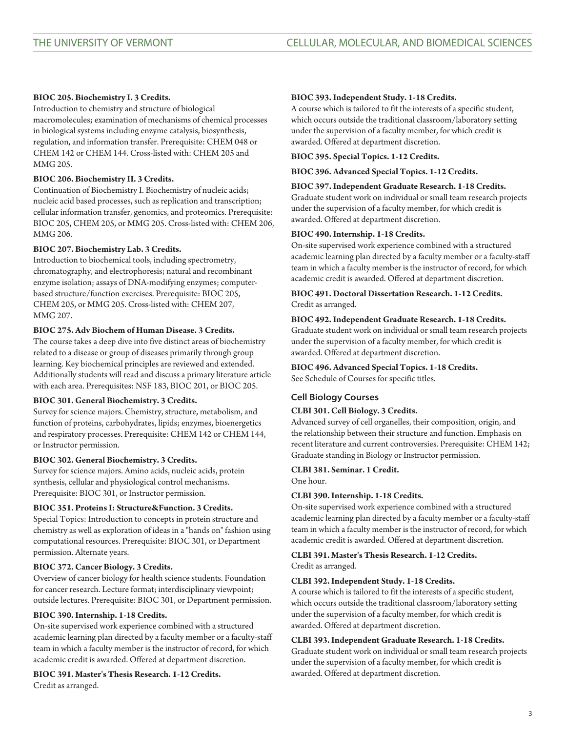**BIOC 205. Biochemistry I. 3 Credits.**
Introduction to chemistry and structure of biological macromolecules; examination of mechanisms of chemical processes in biological systems including enzyme catalysis, biosynthesis, regulation, and information transfer. Prerequisite: CHEM 048 or CHEM 142 or CHEM 144. Cross-listed with: CHEM 205 and MMG 205.

**BIOC 206. Biochemistry II. 3 Credits.**
Continuation of Biochemistry I. Biochemistry of nucleic acids; nucleic acid based processes, such as replication and transcription; cellular information transfer, genomics, and proteomics. Prerequisite: BIOC 205, CHEM 205, or MMG 205. Cross-listed with: CHEM 206, MMG 206.

**BIOC 207. Biochemistry Lab. 3 Credits.**
Introduction to biochemical tools, including spectrometry, chromatography, and electrophoresis; natural and recombinant enzyme isolation; assays of DNA-modifying enzymes; computer-based structure/function exercises. Prerequisite: BIOC 205, CHEM 205, or MMG 205. Cross-listed with: CHEM 207, MMG 207.

**BIOC 275. Adv Biochem of Human Disease. 3 Credits.**
The course takes a deep dive into five distinct areas of biochemistry related to a disease or group of diseases primarily through group learning. Key biochemical principles are reviewed and extended. Additionally students will read and discuss a primary literature article with each area. Prerequisites: NSF 183, BIOC 201, or BIOC 205.

**BIOC 301. General Biochemistry. 3 Credits.**
Survey for science majors. Chemistry, structure, metabolism, and function of proteins, carbohydrates, lipids; enzymes, bioenergetics and respiratory processes. Prerequisite: CHEM 142 or CHEM 144, or Instructor permission.

**BIOC 302. General Biochemistry. 3 Credits.**
Survey for science majors. Amino acids, nucleic acids, protein synthesis, cellular and physiological control mechanisms. Prerequisite: BIOC 301, or Instructor permission.

**BIOC 351. Proteins I: Structure&Function. 3 Credits.**
Special Topics: Introduction to concepts in protein structure and chemistry as well as exploration of ideas in a "hands on" fashion using computational resources. Prerequisite: BIOC 301, or Department permission. Alternate years.

**BIOC 372. Cancer Biology. 3 Credits.**
Overview of cancer biology for health science students. Foundation for cancer research. Lecture format; interdisciplinary viewpoint; outside lectures. Prerequisite: BIOC 301, or Department permission.

**BIOC 390. Internship. 1-18 Credits.**
On-site supervised work experience combined with a structured academic learning plan directed by a faculty member or a faculty-staff team in which a faculty member is the instructor of record, for which academic credit is awarded. Offered at department discretion.

**BIOC 391. Master's Thesis Research. 1-12 Credits.**
Credit as arranged.

**BIOC 393. Independent Study. 1-18 Credits.**
A course which is tailored to fit the interests of a specific student, which occurs outside the traditional classroom/laboratory setting under the supervision of a faculty member, for which credit is awarded. Offered at department discretion.

**BIOC 395. Special Topics. 1-12 Credits.**

**BIOC 396. Advanced Special Topics. 1-12 Credits.**

**BIOC 397. Independent Graduate Research. 1-18 Credits.**
Graduate student work on individual or small team research projects under the supervision of a faculty member, for which credit is awarded. Offered at department discretion.

**BIOC 490. Internship. 1-18 Credits.**
On-site supervised work experience combined with a structured academic learning plan directed by a faculty member or a faculty-staff team in which a faculty member is the instructor of record, for which academic credit is awarded. Offered at department discretion.

**BIOC 491. Doctoral Dissertation Research. 1-12 Credits.**
Credit as arranged.

**BIOC 492. Independent Graduate Research. 1-18 Credits.**
Graduate student work on individual or small team research projects under the supervision of a faculty member, for which credit is awarded. Offered at department discretion.

**BIOC 496. Advanced Special Topics. 1-18 Credits.**
See Schedule of Courses for specific titles.

### Cell Biology Courses

**CLBI 301. Cell Biology. 3 Credits.**
Advanced survey of cell organelles, their composition, origin, and the relationship between their structure and function. Emphasis on recent literature and current controversies. Prerequisite: CHEM 142; Graduate standing in Biology or Instructor permission.

**CLBI 381. Seminar. 1 Credit.**
One hour.

**CLBI 390. Internship. 1-18 Credits.**
On-site supervised work experience combined with a structured academic learning plan directed by a faculty member or a faculty-staff team in which a faculty member is the instructor of record, for which academic credit is awarded. Offered at department discretion.

**CLBI 391. Master's Thesis Research. 1-12 Credits.**
Credit as arranged.

**CLBI 392. Independent Study. 1-18 Credits.**
A course which is tailored to fit the interests of a specific student, which occurs outside the traditional classroom/laboratory setting under the supervision of a faculty member, for which credit is awarded. Offered at department discretion.

**CLBI 393. Independent Graduate Research. 1-18 Credits.**
Graduate student work on individual or small team research projects under the supervision of a faculty member, for which credit is awarded. Offered at department discretion.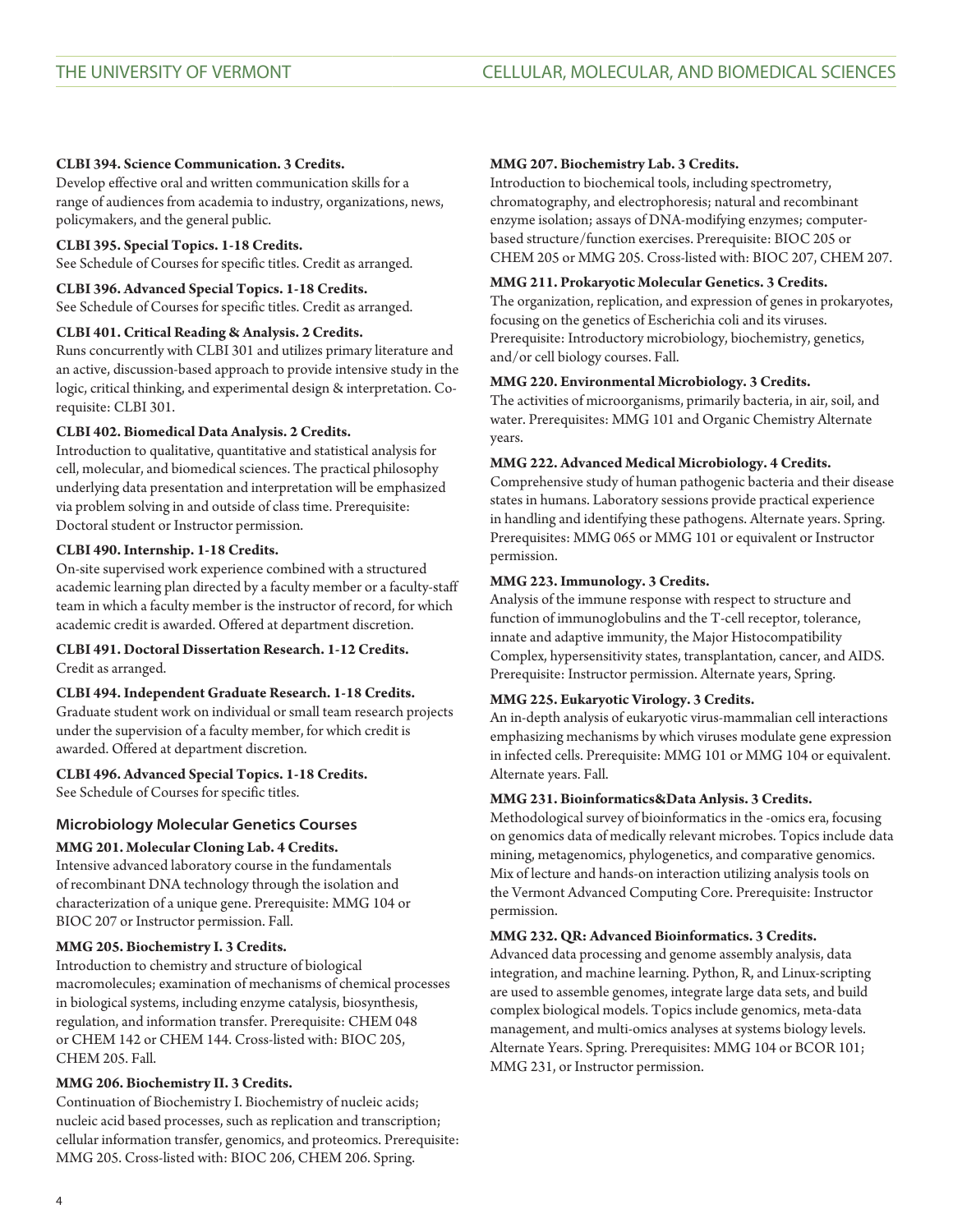**CLBI 394. Science Communication. 3 Credits.**
Develop effective oral and written communication skills for a range of audiences from academia to industry, organizations, news, policymakers, and the general public.

**CLBI 395. Special Topics. 1-18 Credits.**
See Schedule of Courses for specific titles. Credit as arranged.

**CLBI 396. Advanced Special Topics. 1-18 Credits.**
See Schedule of Courses for specific titles. Credit as arranged.

**CLBI 401. Critical Reading & Analysis. 2 Credits.**
Runs concurrently with CLBI 301 and utilizes primary literature and an active, discussion-based approach to provide intensive study in the logic, critical thinking, and experimental design & interpretation. Co-requisite: CLBI 301.

**CLBI 402. Biomedical Data Analysis. 2 Credits.**
Introduction to qualitative, quantitative and statistical analysis for cell, molecular, and biomedical sciences. The practical philosophy underlying data presentation and interpretation will be emphasized via problem solving in and outside of class time. Prerequisite: Doctoral student or Instructor permission.

**CLBI 490. Internship. 1-18 Credits.**
On-site supervised work experience combined with a structured academic learning plan directed by a faculty member or a faculty-staff team in which a faculty member is the instructor of record, for which academic credit is awarded. Offered at department discretion.

**CLBI 491. Doctoral Dissertation Research. 1-12 Credits.**
Credit as arranged.

**CLBI 494. Independent Graduate Research. 1-18 Credits.**
Graduate student work on individual or small team research projects under the supervision of a faculty member, for which credit is awarded. Offered at department discretion.

**CLBI 496. Advanced Special Topics. 1-18 Credits.**
See Schedule of Courses for specific titles.

## Microbiology Molecular Genetics Courses

**MMG 201. Molecular Cloning Lab. 4 Credits.**
Intensive advanced laboratory course in the fundamentals of recombinant DNA technology through the isolation and characterization of a unique gene. Prerequisite: MMG 104 or BIOC 207 or Instructor permission. Fall.

**MMG 205. Biochemistry I. 3 Credits.**
Introduction to chemistry and structure of biological macromolecules; examination of mechanisms of chemical processes in biological systems, including enzyme catalysis, biosynthesis, regulation, and information transfer. Prerequisite: CHEM 048 or CHEM 142 or CHEM 144. Cross-listed with: BIOC 205, CHEM 205. Fall.

**MMG 206. Biochemistry II. 3 Credits.**
Continuation of Biochemistry I. Biochemistry of nucleic acids; nucleic acid based processes, such as replication and transcription; cellular information transfer, genomics, and proteomics. Prerequisite: MMG 205. Cross-listed with: BIOC 206, CHEM 206. Spring.

**MMG 207. Biochemistry Lab. 3 Credits.**
Introduction to biochemical tools, including spectrometry, chromatography, and electrophoresis; natural and recombinant enzyme isolation; assays of DNA-modifying enzymes; computer-based structure/function exercises. Prerequisite: BIOC 205 or CHEM 205 or MMG 205. Cross-listed with: BIOC 207, CHEM 207.

**MMG 211. Prokaryotic Molecular Genetics. 3 Credits.**
The organization, replication, and expression of genes in prokaryotes, focusing on the genetics of Escherichia coli and its viruses. Prerequisite: Introductory microbiology, biochemistry, genetics, and/or cell biology courses. Fall.

**MMG 220. Environmental Microbiology. 3 Credits.**
The activities of microorganisms, primarily bacteria, in air, soil, and water. Prerequisites: MMG 101 and Organic Chemistry Alternate years.

**MMG 222. Advanced Medical Microbiology. 4 Credits.**
Comprehensive study of human pathogenic bacteria and their disease states in humans. Laboratory sessions provide practical experience in handling and identifying these pathogens. Alternate years. Spring. Prerequisites: MMG 065 or MMG 101 or equivalent or Instructor permission.

**MMG 223. Immunology. 3 Credits.**
Analysis of the immune response with respect to structure and function of immunoglobulins and the T-cell receptor, tolerance, innate and adaptive immunity, the Major Histocompatibility Complex, hypersensitivity states, transplantation, cancer, and AIDS. Prerequisite: Instructor permission. Alternate years, Spring.

**MMG 225. Eukaryotic Virology. 3 Credits.**
An in-depth analysis of eukaryotic virus-mammalian cell interactions emphasizing mechanisms by which viruses modulate gene expression in infected cells. Prerequisite: MMG 101 or MMG 104 or equivalent. Alternate years. Fall.

**MMG 231. Bioinformatics&Data Anlysis. 3 Credits.**
Methodological survey of bioinformatics in the -omics era, focusing on genomics data of medically relevant microbes. Topics include data mining, metagenomics, phylogenetics, and comparative genomics. Mix of lecture and hands-on interaction utilizing analysis tools on the Vermont Advanced Computing Core. Prerequisite: Instructor permission.

**MMG 232. QR: Advanced Bioinformatics. 3 Credits.**
Advanced data processing and genome assembly analysis, data integration, and machine learning. Python, R, and Linux-scripting are used to assemble genomes, integrate large data sets, and build complex biological models. Topics include genomics, meta-data management, and multi-omics analyses at systems biology levels. Alternate Years. Spring. Prerequisites: MMG 104 or BCOR 101; MMG 231, or Instructor permission.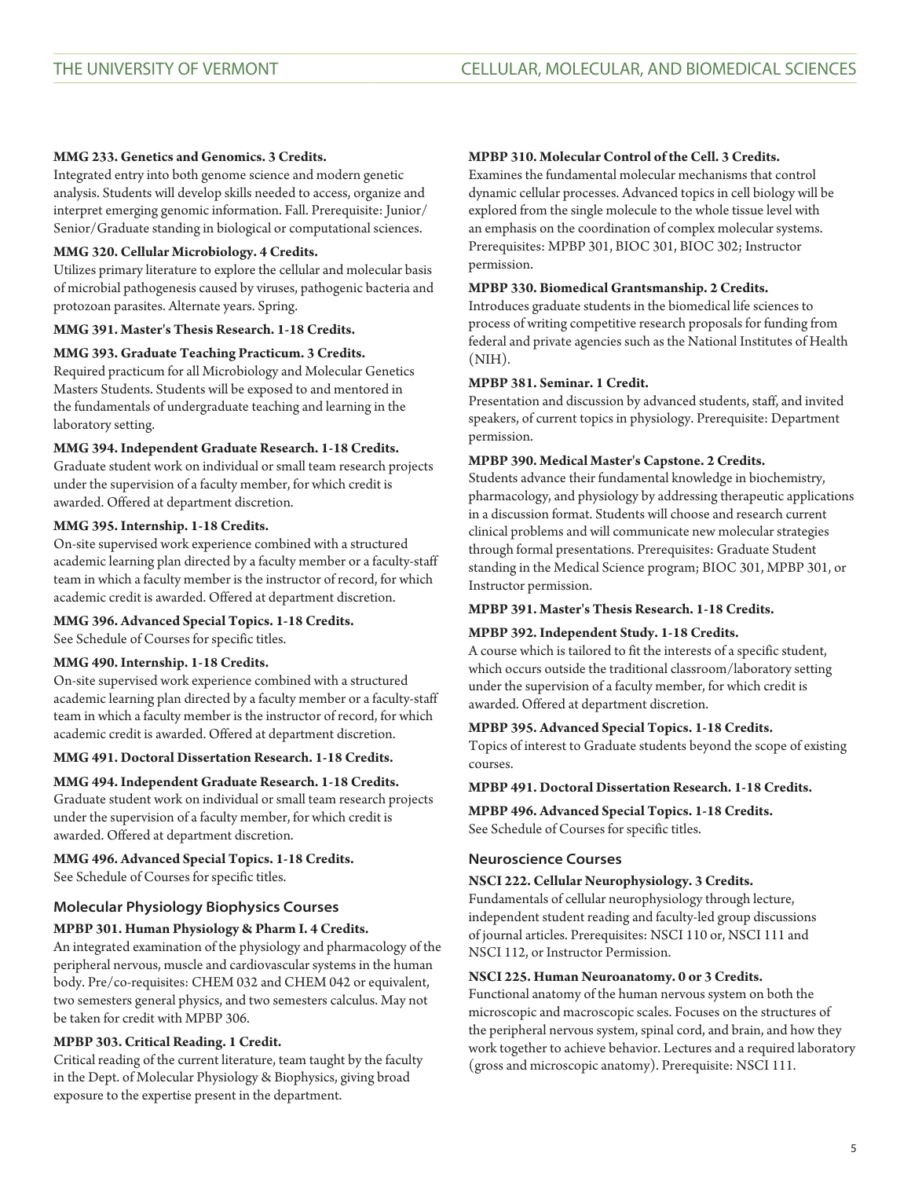**MMG 233. Genetics and Genomics. 3 Credits.**
Integrated entry into both genome science and modern genetic analysis. Students will develop skills needed to access, organize and interpret emerging genomic information. Fall. Prerequisite: Junior/Senior/Graduate standing in biological or computational sciences.

**MMG 320. Cellular Microbiology. 4 Credits.**
Utilizes primary literature to explore the cellular and molecular basis of microbial pathogenesis caused by viruses, pathogenic bacteria and protozoan parasites. Alternate years. Spring.

**MMG 391. Master's Thesis Research. 1-18 Credits.**

**MMG 393. Graduate Teaching Practicum. 3 Credits.**
Required practicum for all Microbiology and Molecular Genetics Masters Students. Students will be exposed to and mentored in the fundamentals of undergraduate teaching and learning in the laboratory setting.

**MMG 394. Independent Graduate Research. 1-18 Credits.**
Graduate student work on individual or small team research projects under the supervision of a faculty member, for which credit is awarded. Offered at department discretion.

**MMG 395. Internship. 1-18 Credits.**
On-site supervised work experience combined with a structured academic learning plan directed by a faculty member or a faculty-staff team in which a faculty member is the instructor of record, for which academic credit is awarded. Offered at department discretion.

**MMG 396. Advanced Special Topics. 1-18 Credits.**
See Schedule of Courses for specific titles.

**MMG 490. Internship. 1-18 Credits.**
On-site supervised work experience combined with a structured academic learning plan directed by a faculty member or a faculty-staff team in which a faculty member is the instructor of record, for which academic credit is awarded. Offered at department discretion.

**MMG 491. Doctoral Dissertation Research. 1-18 Credits.**

**MMG 494. Independent Graduate Research. 1-18 Credits.**
Graduate student work on individual or small team research projects under the supervision of a faculty member, for which credit is awarded. Offered at department discretion.

**MMG 496. Advanced Special Topics. 1-18 Credits.**
See Schedule of Courses for specific titles.

## Molecular Physiology Biophysics Courses

**MPBP 301. Human Physiology & Pharm I. 4 Credits.**
An integrated examination of the physiology and pharmacology of the peripheral nervous, muscle and cardiovascular systems in the human body. Pre/co-requisites: CHEM 032 and CHEM 042 or equivalent, two semesters general physics, and two semesters calculus. May not be taken for credit with MPBP 306.

**MPBP 303. Critical Reading. 1 Credit.**
Critical reading of the current literature, team taught by the faculty in the Dept. of Molecular Physiology & Biophysics, giving broad exposure to the expertise present in the department.

**MPBP 310. Molecular Control of the Cell. 3 Credits.**
Examines the fundamental molecular mechanisms that control dynamic cellular processes. Advanced topics in cell biology will be explored from the single molecule to the whole tissue level with an emphasis on the coordination of complex molecular systems. Prerequisites: MPBP 301, BIOC 301, BIOC 302; Instructor permission.

**MPBP 330. Biomedical Grantsmanship. 2 Credits.**
Introduces graduate students in the biomedical life sciences to process of writing competitive research proposals for funding from federal and private agencies such as the National Institutes of Health (NIH).

**MPBP 381. Seminar. 1 Credit.**
Presentation and discussion by advanced students, staff, and invited speakers, of current topics in physiology. Prerequisite: Department permission.

**MPBP 390. Medical Master's Capstone. 2 Credits.**
Students advance their fundamental knowledge in biochemistry, pharmacology, and physiology by addressing therapeutic applications in a discussion format. Students will choose and research current clinical problems and will communicate new molecular strategies through formal presentations. Prerequisites: Graduate Student standing in the Medical Science program; BIOC 301, MPBP 301, or Instructor permission.

**MPBP 391. Master's Thesis Research. 1-18 Credits.**

**MPBP 392. Independent Study. 1-18 Credits.**
A course which is tailored to fit the interests of a specific student, which occurs outside the traditional classroom/laboratory setting under the supervision of a faculty member, for which credit is awarded. Offered at department discretion.

**MPBP 395. Advanced Special Topics. 1-18 Credits.**
Topics of interest to Graduate students beyond the scope of existing courses.

**MPBP 491. Doctoral Dissertation Research. 1-18 Credits.**

**MPBP 496. Advanced Special Topics. 1-18 Credits.**
See Schedule of Courses for specific titles.

## Neuroscience Courses

**NSCI 222. Cellular Neurophysiology. 3 Credits.**
Fundamentals of cellular neurophysiology through lecture, independent student reading and faculty-led group discussions of journal articles. Prerequisites: NSCI 110 or, NSCI 111 and NSCI 112, or Instructor Permission.

**NSCI 225. Human Neuroanatomy. 0 or 3 Credits.**
Functional anatomy of the human nervous system on both the microscopic and macroscopic scales. Focuses on the structures of the peripheral nervous system, spinal cord, and brain, and how they work together to achieve behavior. Lectures and a required laboratory (gross and microscopic anatomy). Prerequisite: NSCI 111.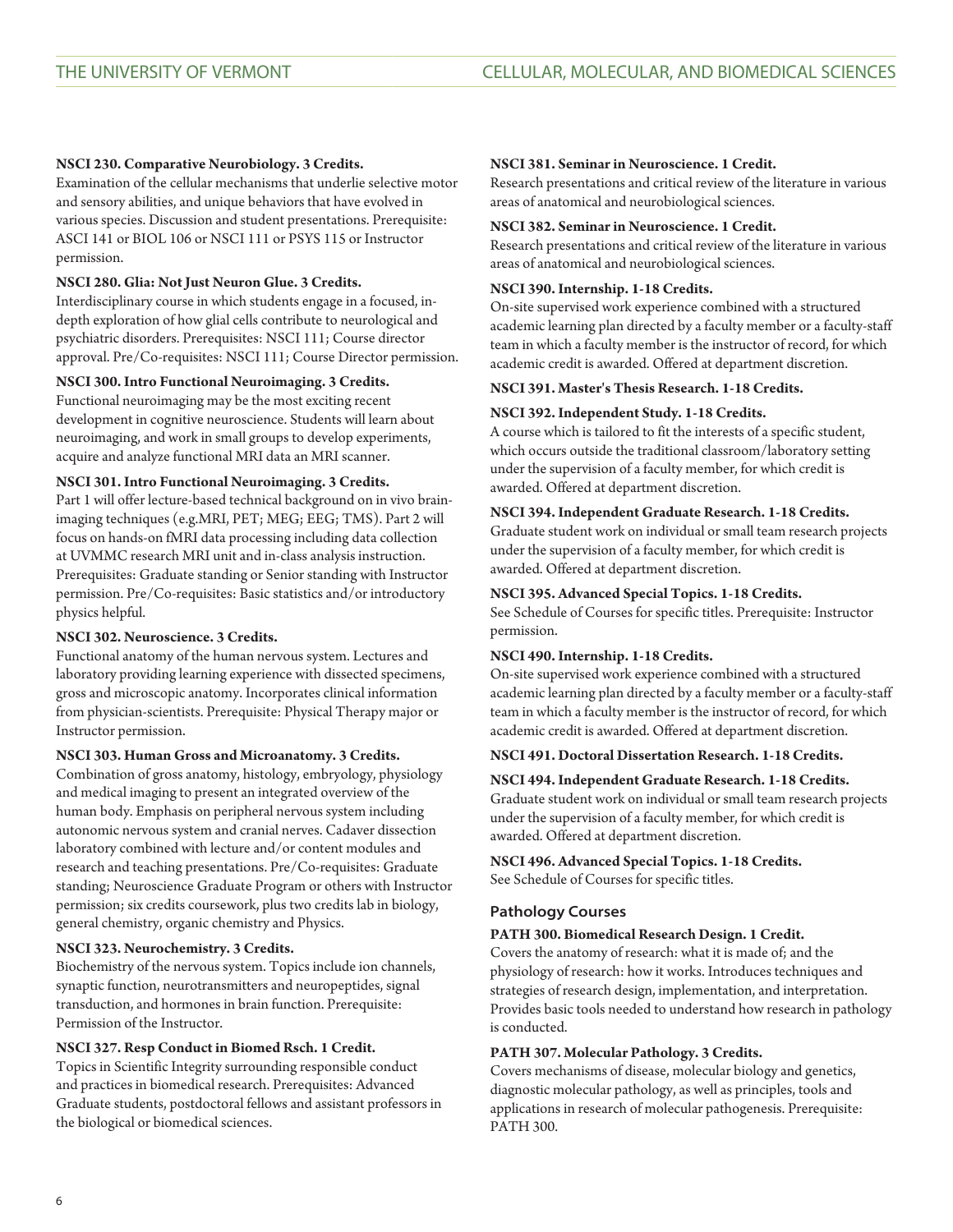**NSCI 230. Comparative Neurobiology. 3 Credits.**
Examination of the cellular mechanisms that underlie selective motor and sensory abilities, and unique behaviors that have evolved in various species. Discussion and student presentations. Prerequisite: ASCI 141 or BIOL 106 or NSCI 111 or PSYS 115 or Instructor permission.

**NSCI 280. Glia: Not Just Neuron Glue. 3 Credits.**
Interdisciplinary course in which students engage in a focused, in-depth exploration of how glial cells contribute to neurological and psychiatric disorders. Prerequisites: NSCI 111; Course director approval. Pre/Co-requisites: NSCI 111; Course Director permission.

**NSCI 300. Intro Functional Neuroimaging. 3 Credits.**
Functional neuroimaging may be the most exciting recent development in cognitive neuroscience. Students will learn about neuroimaging, and work in small groups to develop experiments, acquire and analyze functional MRI data an MRI scanner.

**NSCI 301. Intro Functional Neuroimaging. 3 Credits.**
Part 1 will offer lecture-based technical background on in vivo brain-imaging techniques (e.g.MRI, PET; MEG; EEG; TMS). Part 2 will focus on hands-on fMRI data processing including data collection at UVMMC research MRI unit and in-class analysis instruction. Prerequisites: Graduate standing or Senior standing with Instructor permission. Pre/Co-requisites: Basic statistics and/or introductory physics helpful.

**NSCI 302. Neuroscience. 3 Credits.**
Functional anatomy of the human nervous system. Lectures and laboratory providing learning experience with dissected specimens, gross and microscopic anatomy. Incorporates clinical information from physician-scientists. Prerequisite: Physical Therapy major or Instructor permission.

**NSCI 303. Human Gross and Microanatomy. 3 Credits.**
Combination of gross anatomy, histology, embryology, physiology and medical imaging to present an integrated overview of the human body. Emphasis on peripheral nervous system including autonomic nervous system and cranial nerves. Cadaver dissection laboratory combined with lecture and/or content modules and research and teaching presentations. Pre/Co-requisites: Graduate standing; Neuroscience Graduate Program or others with Instructor permission; six credits coursework, plus two credits lab in biology, general chemistry, organic chemistry and Physics.

**NSCI 323. Neurochemistry. 3 Credits.**
Biochemistry of the nervous system. Topics include ion channels, synaptic function, neurotransmitters and neuropeptides, signal transduction, and hormones in brain function. Prerequisite: Permission of the Instructor.

**NSCI 327. Resp Conduct in Biomed Rsch. 1 Credit.**
Topics in Scientific Integrity surrounding responsible conduct and practices in biomedical research. Prerequisites: Advanced Graduate students, postdoctoral fellows and assistant professors in the biological or biomedical sciences.

**NSCI 381. Seminar in Neuroscience. 1 Credit.**
Research presentations and critical review of the literature in various areas of anatomical and neurobiological sciences.

**NSCI 382. Seminar in Neuroscience. 1 Credit.**
Research presentations and critical review of the literature in various areas of anatomical and neurobiological sciences.

**NSCI 390. Internship. 1-18 Credits.**
On-site supervised work experience combined with a structured academic learning plan directed by a faculty member or a faculty-staff team in which a faculty member is the instructor of record, for which academic credit is awarded. Offered at department discretion.

**NSCI 391. Master's Thesis Research. 1-18 Credits.**

**NSCI 392. Independent Study. 1-18 Credits.**
A course which is tailored to fit the interests of a specific student, which occurs outside the traditional classroom/laboratory setting under the supervision of a faculty member, for which credit is awarded. Offered at department discretion.

**NSCI 394. Independent Graduate Research. 1-18 Credits.**
Graduate student work on individual or small team research projects under the supervision of a faculty member, for which credit is awarded. Offered at department discretion.

**NSCI 395. Advanced Special Topics. 1-18 Credits.**
See Schedule of Courses for specific titles. Prerequisite: Instructor permission.

**NSCI 490. Internship. 1-18 Credits.**
On-site supervised work experience combined with a structured academic learning plan directed by a faculty member or a faculty-staff team in which a faculty member is the instructor of record, for which academic credit is awarded. Offered at department discretion.

**NSCI 491. Doctoral Dissertation Research. 1-18 Credits.**

**NSCI 494. Independent Graduate Research. 1-18 Credits.**
Graduate student work on individual or small team research projects under the supervision of a faculty member, for which credit is awarded. Offered at department discretion.

**NSCI 496. Advanced Special Topics. 1-18 Credits.**
See Schedule of Courses for specific titles.

## Pathology Courses

**PATH 300. Biomedical Research Design. 1 Credit.**
Covers the anatomy of research: what it is made of; and the physiology of research: how it works. Introduces techniques and strategies of research design, implementation, and interpretation. Provides basic tools needed to understand how research in pathology is conducted.

**PATH 307. Molecular Pathology. 3 Credits.**
Covers mechanisms of disease, molecular biology and genetics, diagnostic molecular pathology, as well as principles, tools and applications in research of molecular pathogenesis. Prerequisite: PATH 300.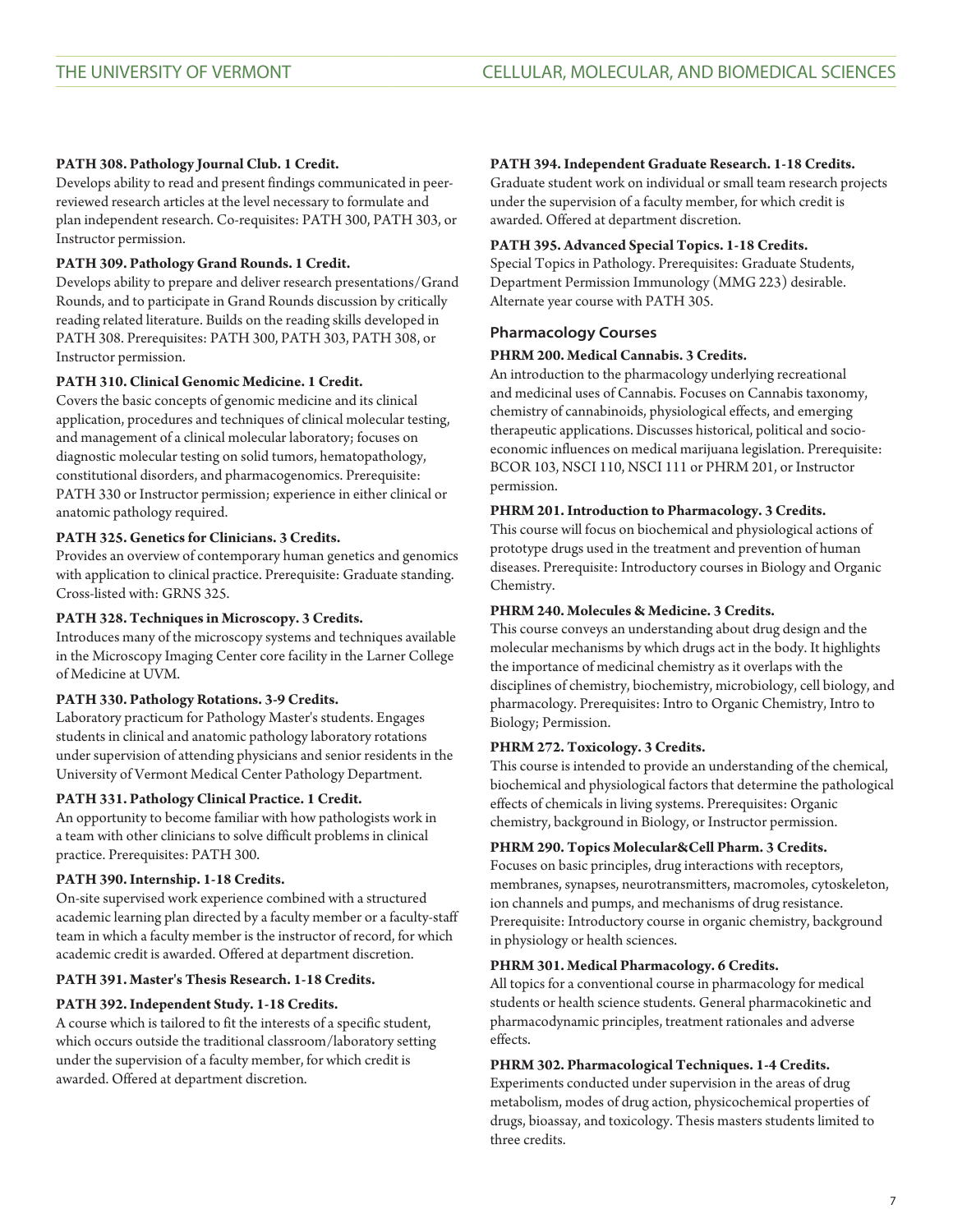**PATH 308. Pathology Journal Club. 1 Credit.**
Develops ability to read and present findings communicated in peer-reviewed research articles at the level necessary to formulate and plan independent research. Co-requisites: PATH 300, PATH 303, or Instructor permission.

**PATH 309. Pathology Grand Rounds. 1 Credit.**
Develops ability to prepare and deliver research presentations/Grand Rounds, and to participate in Grand Rounds discussion by critically reading related literature. Builds on the reading skills developed in PATH 308. Prerequisites: PATH 300, PATH 303, PATH 308, or Instructor permission.

**PATH 310. Clinical Genomic Medicine. 1 Credit.**
Covers the basic concepts of genomic medicine and its clinical application, procedures and techniques of clinical molecular testing, and management of a clinical molecular laboratory; focuses on diagnostic molecular testing on solid tumors, hematopathology, constitutional disorders, and pharmacogenomics. Prerequisite: PATH 330 or Instructor permission; experience in either clinical or anatomic pathology required.

**PATH 325. Genetics for Clinicians. 3 Credits.**
Provides an overview of contemporary human genetics and genomics with application to clinical practice. Prerequisite: Graduate standing. Cross-listed with: GRNS 325.

**PATH 328. Techniques in Microscopy. 3 Credits.**
Introduces many of the microscopy systems and techniques available in the Microscopy Imaging Center core facility in the Larner College of Medicine at UVM.

**PATH 330. Pathology Rotations. 3-9 Credits.**
Laboratory practicum for Pathology Master's students. Engages students in clinical and anatomic pathology laboratory rotations under supervision of attending physicians and senior residents in the University of Vermont Medical Center Pathology Department.

**PATH 331. Pathology Clinical Practice. 1 Credit.**
An opportunity to become familiar with how pathologists work in a team with other clinicians to solve difficult problems in clinical practice. Prerequisites: PATH 300.

**PATH 390. Internship. 1-18 Credits.**
On-site supervised work experience combined with a structured academic learning plan directed by a faculty member or a faculty-staff team in which a faculty member is the instructor of record, for which academic credit is awarded. Offered at department discretion.

**PATH 391. Master's Thesis Research. 1-18 Credits.**

**PATH 392. Independent Study. 1-18 Credits.**
A course which is tailored to fit the interests of a specific student, which occurs outside the traditional classroom/laboratory setting under the supervision of a faculty member, for which credit is awarded. Offered at department discretion.

**PATH 394. Independent Graduate Research. 1-18 Credits.**
Graduate student work on individual or small team research projects under the supervision of a faculty member, for which credit is awarded. Offered at department discretion.

**PATH 395. Advanced Special Topics. 1-18 Credits.**
Special Topics in Pathology. Prerequisites: Graduate Students, Department Permission Immunology (MMG 223) desirable. Alternate year course with PATH 305.

### Pharmacology Courses

**PHRM 200. Medical Cannabis. 3 Credits.**
An introduction to the pharmacology underlying recreational and medicinal uses of Cannabis. Focuses on Cannabis taxonomy, chemistry of cannabinoids, physiological effects, and emerging therapeutic applications. Discusses historical, political and socio-economic influences on medical marijuana legislation. Prerequisite: BCOR 103, NSCI 110, NSCI 111 or PHRM 201, or Instructor permission.

**PHRM 201. Introduction to Pharmacology. 3 Credits.**
This course will focus on biochemical and physiological actions of prototype drugs used in the treatment and prevention of human diseases. Prerequisite: Introductory courses in Biology and Organic Chemistry.

**PHRM 240. Molecules & Medicine. 3 Credits.**
This course conveys an understanding about drug design and the molecular mechanisms by which drugs act in the body. It highlights the importance of medicinal chemistry as it overlaps with the disciplines of chemistry, biochemistry, microbiology, cell biology, and pharmacology. Prerequisites: Intro to Organic Chemistry, Intro to Biology; Permission.

**PHRM 272. Toxicology. 3 Credits.**
This course is intended to provide an understanding of the chemical, biochemical and physiological factors that determine the pathological effects of chemicals in living systems. Prerequisites: Organic chemistry, background in Biology, or Instructor permission.

**PHRM 290. Topics Molecular&Cell Pharm. 3 Credits.**
Focuses on basic principles, drug interactions with receptors, membranes, synapses, neurotransmitters, macromoles, cytoskeleton, ion channels and pumps, and mechanisms of drug resistance. Prerequisite: Introductory course in organic chemistry, background in physiology or health sciences.

**PHRM 301. Medical Pharmacology. 6 Credits.**
All topics for a conventional course in pharmacology for medical students or health science students. General pharmacokinetic and pharmacodynamic principles, treatment rationales and adverse effects.

**PHRM 302. Pharmacological Techniques. 1-4 Credits.**
Experiments conducted under supervision in the areas of drug metabolism, modes of drug action, physicochemical properties of drugs, bioassay, and toxicology. Thesis masters students limited to three credits.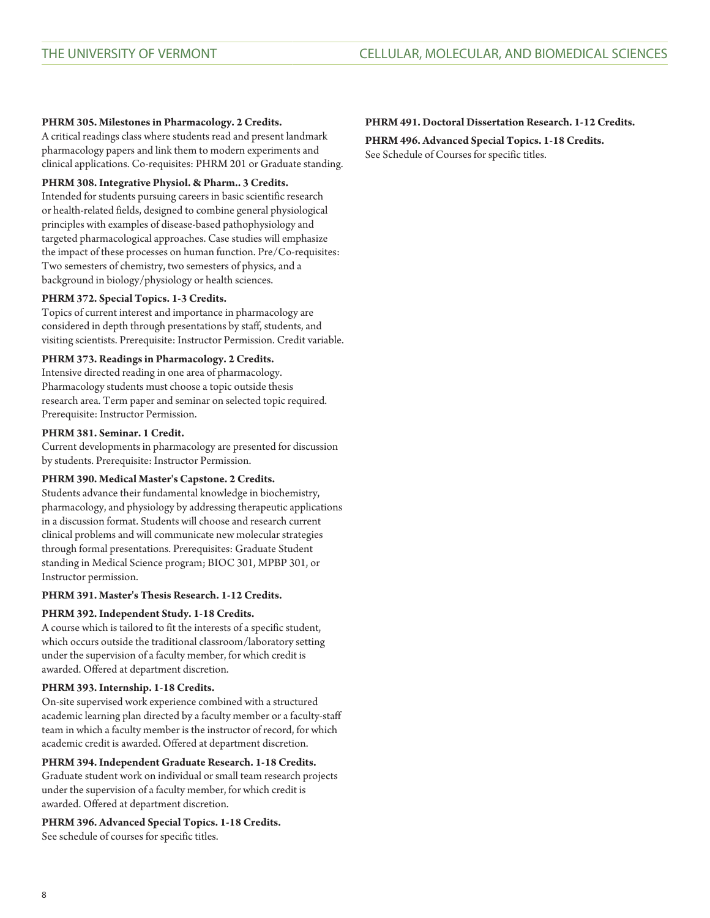**PHRM 305. Milestones in Pharmacology. 2 Credits.**
A critical readings class where students read and present landmark pharmacology papers and link them to modern experiments and clinical applications. Co-requisites: PHRM 201 or Graduate standing.

**PHRM 308. Integrative Physiol. & Pharm.. 3 Credits.**
Intended for students pursuing careers in basic scientific research or health-related fields, designed to combine general physiological principles with examples of disease-based pathophysiology and targeted pharmacological approaches. Case studies will emphasize the impact of these processes on human function. Pre/Co-requisites: Two semesters of chemistry, two semesters of physics, and a background in biology/physiology or health sciences.

**PHRM 372. Special Topics. 1-3 Credits.**
Topics of current interest and importance in pharmacology are considered in depth through presentations by staff, students, and visiting scientists. Prerequisite: Instructor Permission. Credit variable.

**PHRM 373. Readings in Pharmacology. 2 Credits.**
Intensive directed reading in one area of pharmacology. Pharmacology students must choose a topic outside thesis research area. Term paper and seminar on selected topic required. Prerequisite: Instructor Permission.

**PHRM 381. Seminar. 1 Credit.**
Current developments in pharmacology are presented for discussion by students. Prerequisite: Instructor Permission.

**PHRM 390. Medical Master's Capstone. 2 Credits.**
Students advance their fundamental knowledge in biochemistry, pharmacology, and physiology by addressing therapeutic applications in a discussion format. Students will choose and research current clinical problems and will communicate new molecular strategies through formal presentations. Prerequisites: Graduate Student standing in Medical Science program; BIOC 301, MPBP 301, or Instructor permission.

**PHRM 391. Master's Thesis Research. 1-12 Credits.**

**PHRM 392. Independent Study. 1-18 Credits.**
A course which is tailored to fit the interests of a specific student, which occurs outside the traditional classroom/laboratory setting under the supervision of a faculty member, for which credit is awarded. Offered at department discretion.

**PHRM 393. Internship. 1-18 Credits.**
On-site supervised work experience combined with a structured academic learning plan directed by a faculty member or a faculty-staff team in which a faculty member is the instructor of record, for which academic credit is awarded. Offered at department discretion.

**PHRM 394. Independent Graduate Research. 1-18 Credits.**
Graduate student work on individual or small team research projects under the supervision of a faculty member, for which credit is awarded. Offered at department discretion.

**PHRM 396. Advanced Special Topics. 1-18 Credits.**
See schedule of courses for specific titles.

**PHRM 491. Doctoral Dissertation Research. 1-12 Credits.**

**PHRM 496. Advanced Special Topics. 1-18 Credits.**
See Schedule of Courses for specific titles.